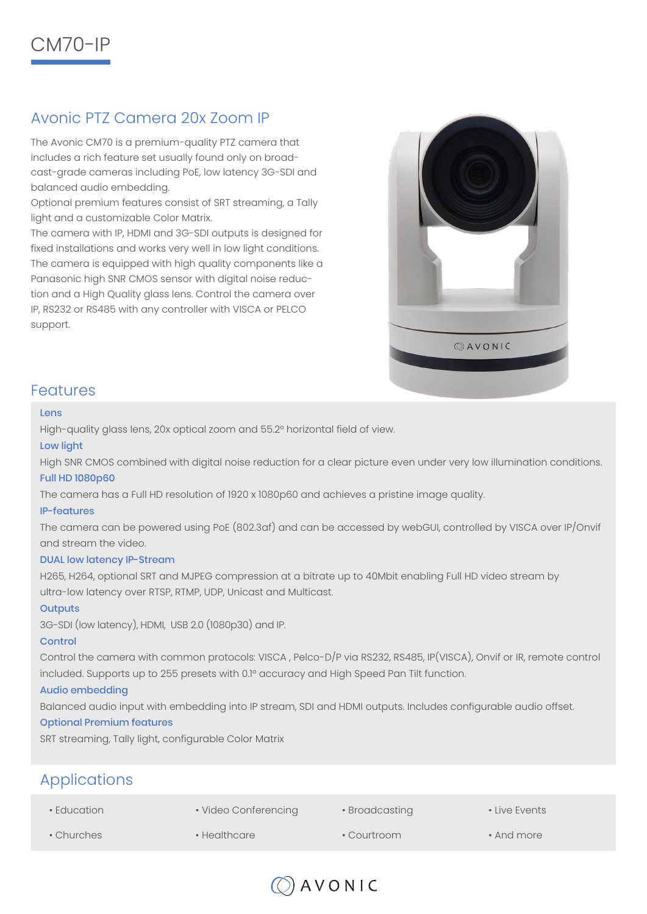# CM70-IP

## Avonic PTZ Camera 20x Zoom IP

The Avonic CM70 is a premium-quality PTZ camera that includes a rich feature set usually found only on broadcast-grade cameras including PoE, low latency 3G-SDI and balanced audio embedding.
Optional premium features consist of SRT streaming, a Tally light and a customizable Color Matrix.
The camera with IP, HDMI and 3G-SDI outputs is designed for fixed installations and works very well in low light conditions.
The camera is equipped with high quality components like a Panasonic high SNR CMOS sensor with digital noise reduction and a High Quality glass lens. Control the camera over IP, RS232 or RS485 with any controller with VISCA or PELCO support.

## Features

### Lens

High-quality glass lens, 20x optical zoom and 55.2º horizontal field of view.

### Low light

High SNR CMOS combined with digital noise reduction for a clear picture even under very low illumination conditions.

### Full HD 1080p60

The camera has a Full HD resolution of 1920 x 1080p60 and achieves a pristine image quality.

### IP-features

The camera can be powered using PoE (802.3af) and can be accessed by webGUI, controlled by VISCA over IP/Onvif and stream the video.

### DUAL low latency IP-Stream

H265, H264, optional SRT and MJPEG compression at a bitrate up to 40Mbit enabling Full HD video stream by ultra-low latency over RTSP, RTMP, UDP, Unicast and Multicast.

### Outputs

3G-SDI (low latency), HDMI, USB 2.0 (1080p30) and IP.

### Control

Control the camera with common protocols: VISCA , Pelco-D/P via RS232, RS485, IP(VISCA), Onvif or IR, remote control included. Supports up to 255 presets with 0.1º accuracy and High Speed Pan Tilt function.

### Audio embedding

Balanced audio input with embedding into IP stream, SDI and HDMI outputs. Includes configurable audio offset.

### Optional Premium features

SRT streaming, Tally light, configurable Color Matrix

## Applications

- Education
- Video Conferencing
- Broadcasting
- Live Events
- Churches
- Healthcare
- Courtroom
- And more

AVONIC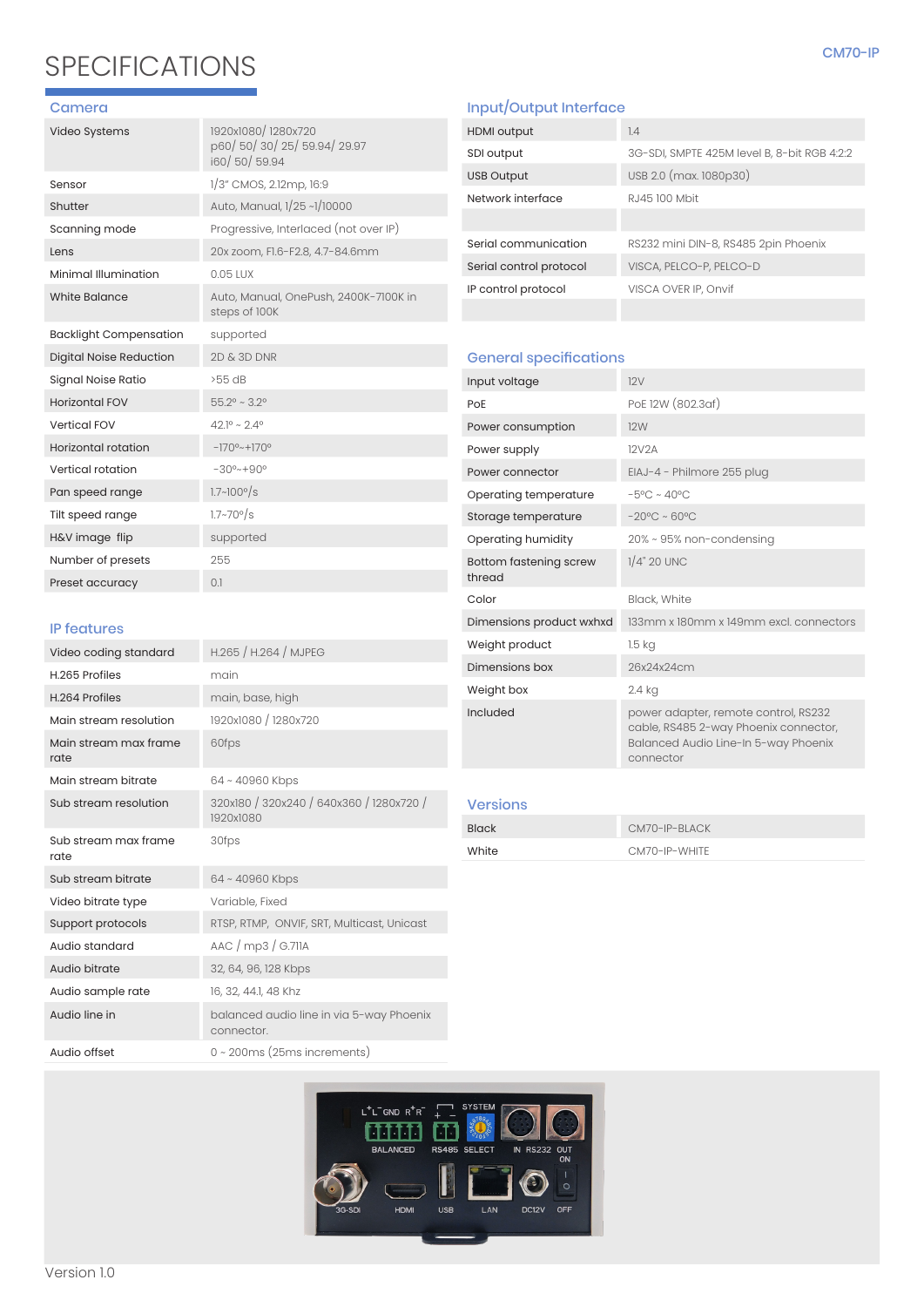# SPECIFICATIONS

CM70-IP

## Camera

| | |
|---|---|
| Video Systems | 1920x1080/ 1280x720<br>p60/ 50/ 30/ 25/ 59.94/ 29.97<br>i60/ 50/ 59.94 |
| Sensor | 1/3" CMOS, 2.12mp, 16:9 |
| Shutter | Auto, Manual, 1/25 ~1/10000 |
| Scanning mode | Progressive, Interlaced (not over IP) |
| Lens | 20x zoom, F1.6-F2.8, 4.7-84.6mm |
| Minimal Illumination | 0.05 LUX |
| White Balance | Auto, Manual, OnePush, 2400K-7100K in steps of 100K |
| Backlight Compensation | supported |
| Digital Noise Reduction | 2D & 3D DNR |
| Signal Noise Ratio | >55 dB |
| Horizontal FOV | 55.2° ~ 3.2° |
| Vertical FOV | 42.1° ~ 2.4° |
| Horizontal rotation | -170°~+170° |
| Vertical rotation | -30°~+90° |
| Pan speed range | 1.7~100°/s |
| Tilt speed range | 1.7~70°/s |
| H&V image flip | supported |
| Number of presets | 255 |
| Preset accuracy | 0.1 |

## IP features

| | |
|---|---|
| Video coding standard | H.265 / H.264 / MJPEG |
| H.265 Profiles | main |
| H.264 Profiles | main, base, high |
| Main stream resolution | 1920x1080 / 1280x720 |
| Main stream max frame rate | 60fps |
| Main stream bitrate | 64 ~ 40960 Kbps |
| Sub stream resolution | 320x180 / 320x240 / 640x360 / 1280x720 / 1920x1080 |
| Sub stream max frame rate | 30fps |
| Sub stream bitrate | 64 ~ 40960 Kbps |
| Video bitrate type | Variable, Fixed |
| Support protocols | RTSP, RTMP, ONVIF, SRT, Multicast, Unicast |
| Audio standard | AAC / mp3 / G.711A |
| Audio bitrate | 32, 64, 96, 128 Kbps |
| Audio sample rate | 16, 32, 44.1, 48 Khz |
| Audio line in | balanced audio line in via 5-way Phoenix connector. |
| Audio offset | 0 ~ 200ms (25ms increments) |

## Input/Output Interface

| | |
|---|---|
| HDMI output | 1.4 |
| SDI output | 3G-SDI, SMPTE 425M level B, 8-bit RGB 4:2:2 |
| USB Output | USB 2.0 (max. 1080p30) |
| Network interface | RJ45 100 Mbit |
| | |
| Serial communication | RS232 mini DIN-8, RS485 2pin Phoenix |
| Serial control protocol | VISCA, PELCO-P, PELCO-D |
| IP control protocol | VISCA OVER IP, Onvif |
| | |

## General specifications

| | |
|---|---|
| Input voltage | 12V |
| PoE | PoE 12W (802.3af) |
| Power consumption | 12W |
| Power supply | 12V2A |
| Power connector | EIAJ-4 - Philmore 255 plug |
| Operating temperature | -5°C ~ 40°C |
| Storage temperature | -20°C ~ 60°C |
| Operating humidity | 20% ~ 95% non-condensing |
| Bottom fastening screw thread | 1/4" 20 UNC |
| Color | Black, White |
| Dimensions product wxhxd | 133mm x 180mm x 149mm excl. connectors |
| Weight product | 1.5 kg |
| Dimensions box | 26x24x24cm |
| Weight box | 2.4 kg |
| Included | power adapter, remote control, RS232 cable, RS485 2-way Phoenix connector, Balanced Audio Line-In 5-way Phoenix connector |

## Versions

| | |
|---|---|
| Black | CM70-IP-BLACK |
| White | CM70-IP-WHITE |

L+ L- GND R+ R-
BALANCED
RS485
SYSTEM SELECT
IN RS232 OUT
ON
3G-SDI
HDMI
USB
LAN
DC12V
OFF

Version 1.0